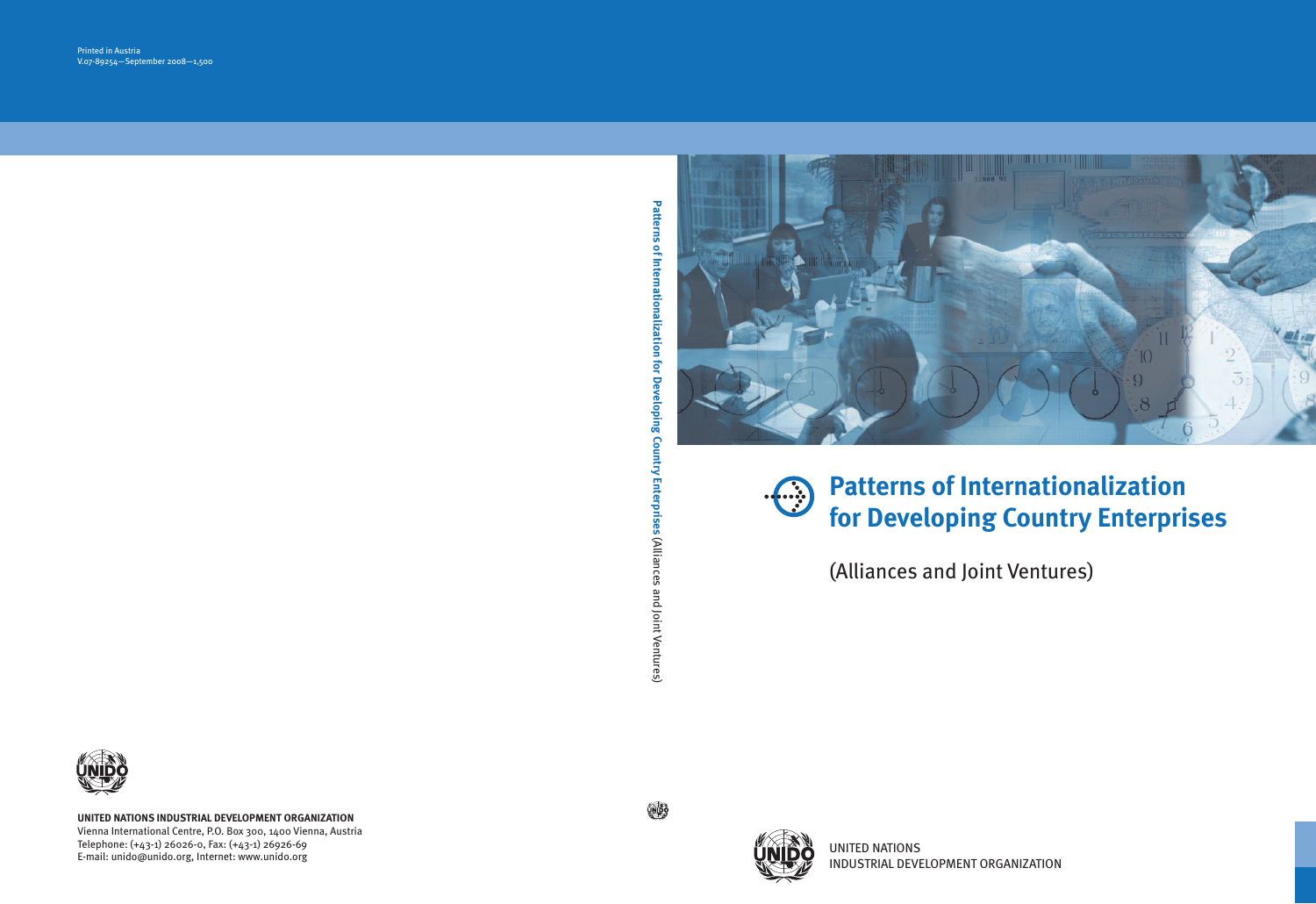Printed in Austria
V.07-89254—September 2008—1,500

**UNITED NATIONS INDUSTRIAL DEVELOPMENT ORGANIZATION**
Vienna International Centre, P.O. Box 300, 1400 Vienna, Austria
Telephone: (+43-1) 26026-0, Fax: (+43-1) 26926-69
E-mail: unido@unido.org, Internet: www.unido.org

**Patterns of Internationalization for Developing Country Enterprises** (Alliances and Joint Ventures)

# Patterns of Internationalization for Developing Country Enterprises

(Alliances and Joint Ventures)

UNITED NATIONS
INDUSTRIAL DEVELOPMENT ORGANIZATION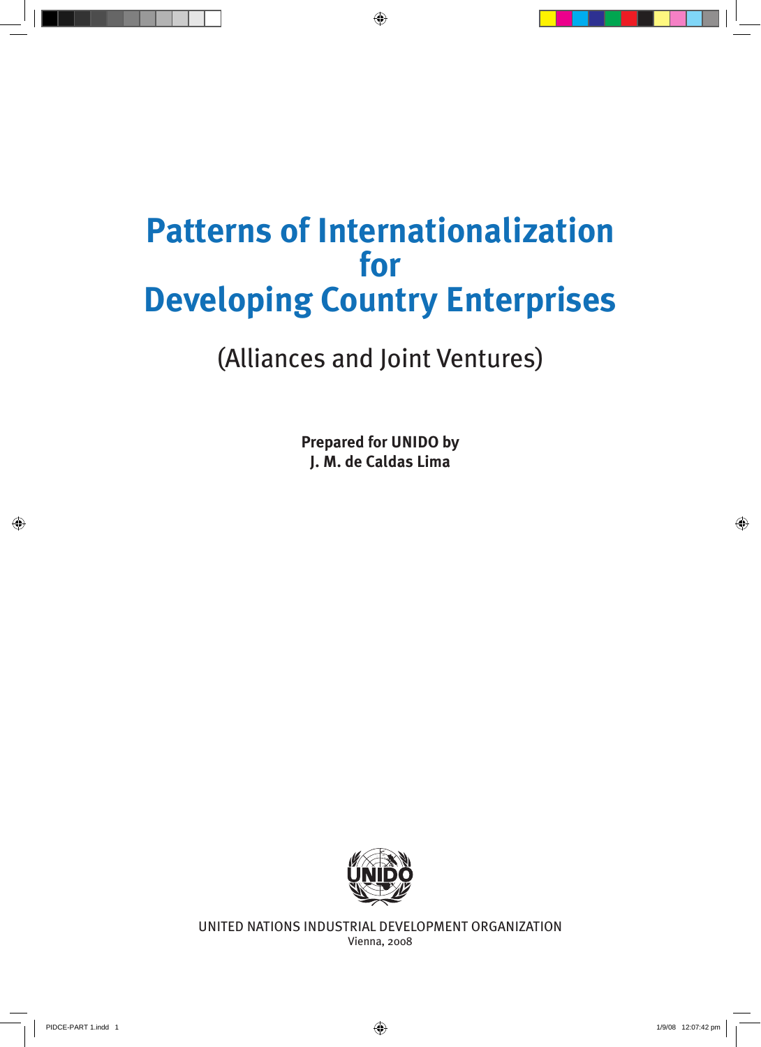# Patterns of Internationalization for Developing Country Enterprises

## (Alliances and Joint Ventures)

**Prepared for UNIDO by**
**J. M. de Caldas Lima**

UNITED NATIONS INDUSTRIAL DEVELOPMENT ORGANIZATION
Vienna, 2008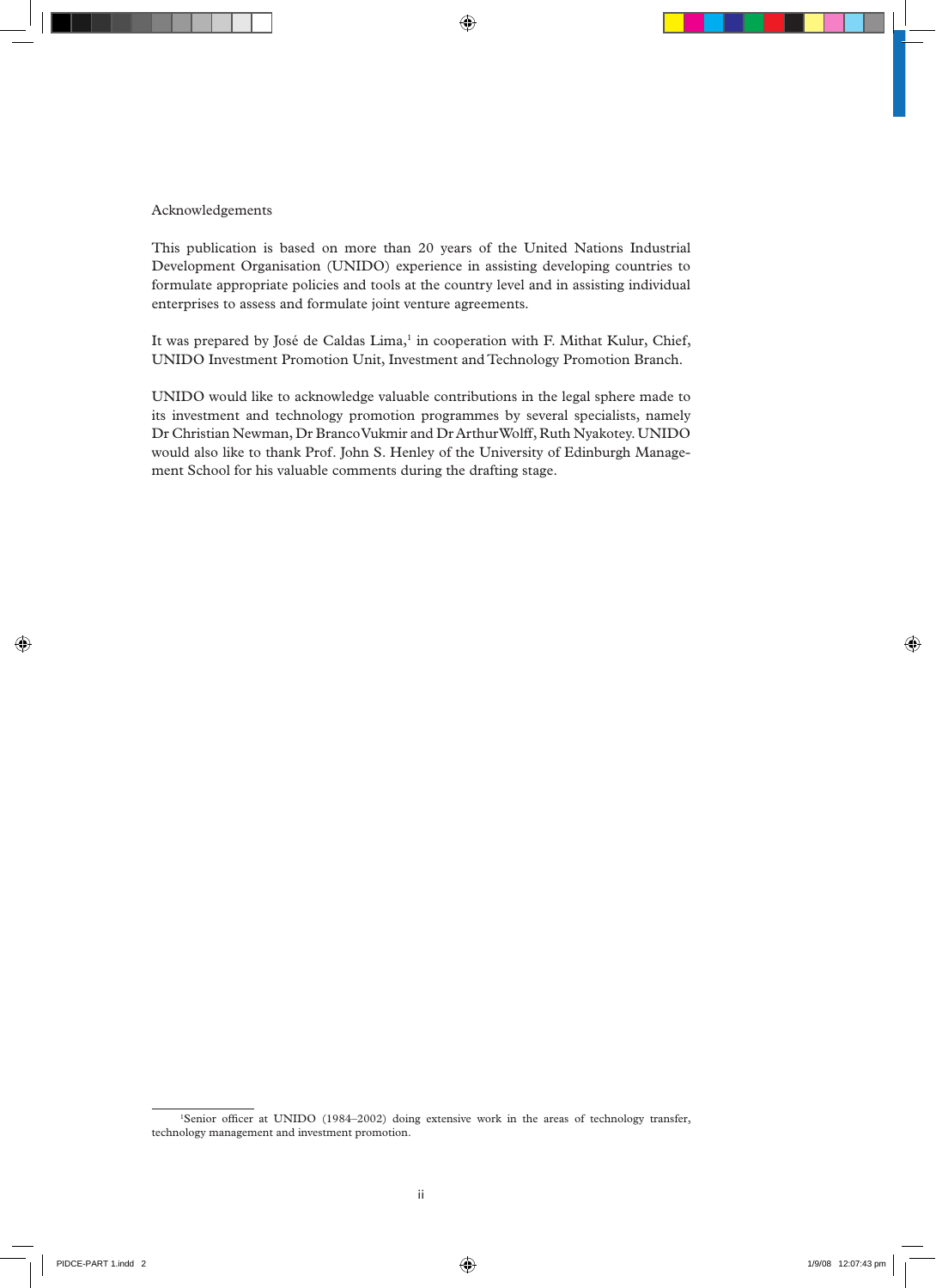## Acknowledgements

This publication is based on more than 20 years of the United Nations Industrial Development Organisation (UNIDO) experience in assisting developing countries to formulate appropriate policies and tools at the country level and in assisting individual enterprises to assess and formulate joint venture agreements.

It was prepared by José de Caldas Lima,[1] in cooperation with F. Mithat Kulur, Chief, UNIDO Investment Promotion Unit, Investment and Technology Promotion Branch.

UNIDO would like to acknowledge valuable contributions in the legal sphere made to its investment and technology promotion programmes by several specialists, namely Dr Christian Newman, Dr Branco Vukmir and Dr Arthur Wolff, Ruth Nyakotey. UNIDO would also like to thank Prof. John S. Henley of the University of Edinburgh Management School for his valuable comments during the drafting stage.

---

[1] Senior officer at UNIDO (1984–2002) doing extensive work in the areas of technology transfer, technology management and investment promotion.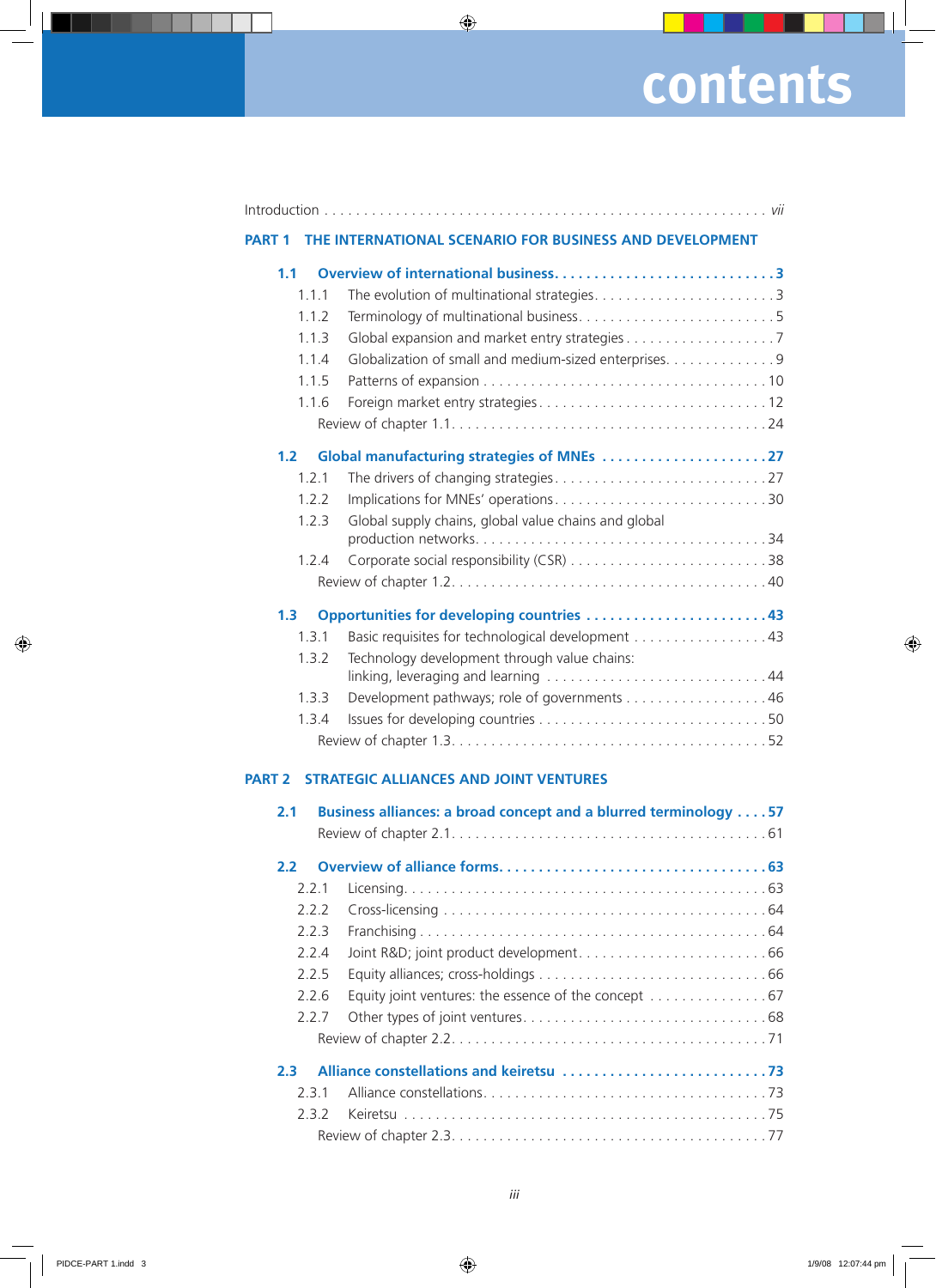# contents

Introduction . . . . . . . . . . . . . . . . . . . . . . . . . . . . . . . . . . . . . . . . . . . . . . . . . . . . . . . . vii

## PART 1 THE INTERNATIONAL SCENARIO FOR BUSINESS AND DEVELOPMENT

**1.1 Overview of international business. . . . . . . . . . . . . . . . . . . . . . . . . . . 3**

- 1.1.1 The evolution of multinational strategies. . . . . . . . . . . . . . . . . . . . . . . 3
- 1.1.2 Terminology of multinational business. . . . . . . . . . . . . . . . . . . . . . . . 5
- 1.1.3 Global expansion and market entry strategies . . . . . . . . . . . . . . . . . . . 7
- 1.1.4 Globalization of small and medium-sized enterprises. . . . . . . . . . . . . . 9
- 1.1.5 Patterns of expansion . . . . . . . . . . . . . . . . . . . . . . . . . . . . . . . . . . . 10
- 1.1.6 Foreign market entry strategies . . . . . . . . . . . . . . . . . . . . . . . . . . . . 12
- Review of chapter 1.1. . . . . . . . . . . . . . . . . . . . . . . . . . . . . . . . . . . . . . 24

**1.2 Global manufacturing strategies of MNEs . . . . . . . . . . . . . . . . . . . . 27**

- 1.2.1 The drivers of changing strategies. . . . . . . . . . . . . . . . . . . . . . . . . . . 27
- 1.2.2 Implications for MNEs' operations. . . . . . . . . . . . . . . . . . . . . . . . . . . 30
- 1.2.3 Global supply chains, global value chains and global production networks. . . . . . . . . . . . . . . . . . . . . . . . . . . . . . . . . . . . 34
- 1.2.4 Corporate social responsibility (CSR) . . . . . . . . . . . . . . . . . . . . . . . . . 38
- Review of chapter 1.2. . . . . . . . . . . . . . . . . . . . . . . . . . . . . . . . . . . . . . 40

**1.3 Opportunities for developing countries . . . . . . . . . . . . . . . . . . . . . . . 43**

- 1.3.1 Basic requisites for technological development . . . . . . . . . . . . . . . . . 43
- 1.3.2 Technology development through value chains: linking, leveraging and learning . . . . . . . . . . . . . . . . . . . . . . . . . . . . 44
- 1.3.3 Development pathways; role of governments . . . . . . . . . . . . . . . . . . 46
- 1.3.4 Issues for developing countries . . . . . . . . . . . . . . . . . . . . . . . . . . . . 50
- Review of chapter 1.3. . . . . . . . . . . . . . . . . . . . . . . . . . . . . . . . . . . . . . 52

## PART 2 STRATEGIC ALLIANCES AND JOINT VENTURES

**2.1 Business alliances: a broad concept and a blurred terminology . . . . 57**

- Review of chapter 2.1. . . . . . . . . . . . . . . . . . . . . . . . . . . . . . . . . . . . . . 61

**2.2 Overview of alliance forms. . . . . . . . . . . . . . . . . . . . . . . . . . . . . . . . . 63**

- 2.2.1 Licensing. . . . . . . . . . . . . . . . . . . . . . . . . . . . . . . . . . . . . . . . . . . . 63
- 2.2.2 Cross-licensing . . . . . . . . . . . . . . . . . . . . . . . . . . . . . . . . . . . . . . . . 64
- 2.2.3 Franchising . . . . . . . . . . . . . . . . . . . . . . . . . . . . . . . . . . . . . . . . . . 64
- 2.2.4 Joint R&D; joint product development. . . . . . . . . . . . . . . . . . . . . . . . 66
- 2.2.5 Equity alliances; cross-holdings . . . . . . . . . . . . . . . . . . . . . . . . . . . . 66
- 2.2.6 Equity joint ventures: the essence of the concept . . . . . . . . . . . . . . . 67
- 2.2.7 Other types of joint ventures. . . . . . . . . . . . . . . . . . . . . . . . . . . . . . 68
- Review of chapter 2.2. . . . . . . . . . . . . . . . . . . . . . . . . . . . . . . . . . . . . . 71

**2.3 Alliance constellations and keiretsu . . . . . . . . . . . . . . . . . . . . . . . . . 73**

- 2.3.1 Alliance constellations. . . . . . . . . . . . . . . . . . . . . . . . . . . . . . . . . . . 73
- 2.3.2 Keiretsu . . . . . . . . . . . . . . . . . . . . . . . . . . . . . . . . . . . . . . . . . . . . 75
- Review of chapter 2.3. . . . . . . . . . . . . . . . . . . . . . . . . . . . . . . . . . . . . . 77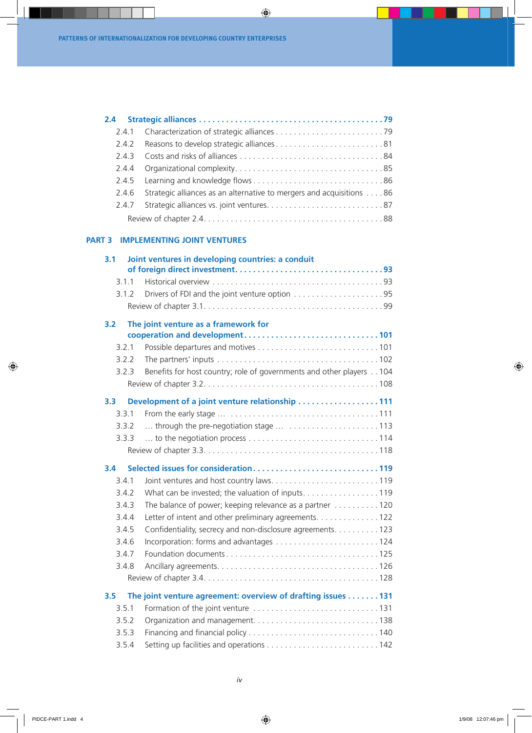**2.4 Strategic alliances . . . . . . . . . . . . . . . . . . . . . . . . . . . . . . . . . . . . . . . 79**

2.4.1 Characterization of strategic alliances . . . . . . . . . . . . . . . . . . . . . . . . 79
2.4.2 Reasons to develop strategic alliances . . . . . . . . . . . . . . . . . . . . . . . . 81
2.4.3 Costs and risks of alliances . . . . . . . . . . . . . . . . . . . . . . . . . . . . . . . 84
2.4.4 Organizational complexity. . . . . . . . . . . . . . . . . . . . . . . . . . . . . . . . 85
2.4.5 Learning and knowledge flows . . . . . . . . . . . . . . . . . . . . . . . . . . . . . 86
2.4.6 Strategic alliances as an alternative to mergers and acquisitions . . . . 86
2.4.7 Strategic alliances vs. joint ventures. . . . . . . . . . . . . . . . . . . . . . . . . . 87
Review of chapter 2.4. . . . . . . . . . . . . . . . . . . . . . . . . . . . . . . . . . . . . . 88

## PART 3 IMPLEMENTING JOINT VENTURES

**3.1 Joint ventures in developing countries: a conduit of foreign direct investment. . . . . . . . . . . . . . . . . . . . . . . . . . . . . . . . 93**

3.1.1 Historical overview . . . . . . . . . . . . . . . . . . . . . . . . . . . . . . . . . . . . . 93
3.1.2 Drivers of FDI and the joint venture option . . . . . . . . . . . . . . . . . . . . 95
Review of chapter 3.1. . . . . . . . . . . . . . . . . . . . . . . . . . . . . . . . . . . . . . 99

**3.2 The joint venture as a framework for cooperation and development. . . . . . . . . . . . . . . . . . . . . . . . . . . . . 101**

3.2.1 Possible departures and motives . . . . . . . . . . . . . . . . . . . . . . . . . . . 101
3.2.2 The partners' inputs . . . . . . . . . . . . . . . . . . . . . . . . . . . . . . . . . . . . 102
3.2.3 Benefits for host country; role of governments and other players . . 104
Review of chapter 3.2. . . . . . . . . . . . . . . . . . . . . . . . . . . . . . . . . . . . . . 108

**3.3 Development of a joint venture relationship . . . . . . . . . . . . . . . . . . 111**

3.3.1 From the early stage ... . . . . . . . . . . . . . . . . . . . . . . . . . . . . . . . . . 111
3.3.2 ... through the pre-negotiation stage ... . . . . . . . . . . . . . . . . . . . . . 113
3.3.3 ... to the negotiation process . . . . . . . . . . . . . . . . . . . . . . . . . . . . . 114
Review of chapter 3.3. . . . . . . . . . . . . . . . . . . . . . . . . . . . . . . . . . . . . . 118

**3.4 Selected issues for consideration. . . . . . . . . . . . . . . . . . . . . . . . . . . 119**

3.4.1 Joint ventures and host country laws. . . . . . . . . . . . . . . . . . . . . . . . 119
3.4.2 What can be invested; the valuation of inputs. . . . . . . . . . . . . . . . . 119
3.4.3 The balance of power; keeping relevance as a partner . . . . . . . . . . 120
3.4.4 Letter of intent and other preliminary agreements. . . . . . . . . . . . . . 122
3.4.5 Confidentiality, secrecy and non-disclosure agreements. . . . . . . . . . 123
3.4.6 Incorporation: forms and advantages . . . . . . . . . . . . . . . . . . . . . . . 124
3.4.7 Foundation documents . . . . . . . . . . . . . . . . . . . . . . . . . . . . . . . . . . 125
3.4.8 Ancillary agreements. . . . . . . . . . . . . . . . . . . . . . . . . . . . . . . . . . . . 126
Review of chapter 3.4. . . . . . . . . . . . . . . . . . . . . . . . . . . . . . . . . . . . . . 128

**3.5 The joint venture agreement: overview of drafting issues . . . . . . . 131**

3.5.1 Formation of the joint venture . . . . . . . . . . . . . . . . . . . . . . . . . . . . 131
3.5.2 Organization and management. . . . . . . . . . . . . . . . . . . . . . . . . . . . 138
3.5.3 Financing and financial policy . . . . . . . . . . . . . . . . . . . . . . . . . . . . . 140
3.5.4 Setting up facilities and operations . . . . . . . . . . . . . . . . . . . . . . . . . 142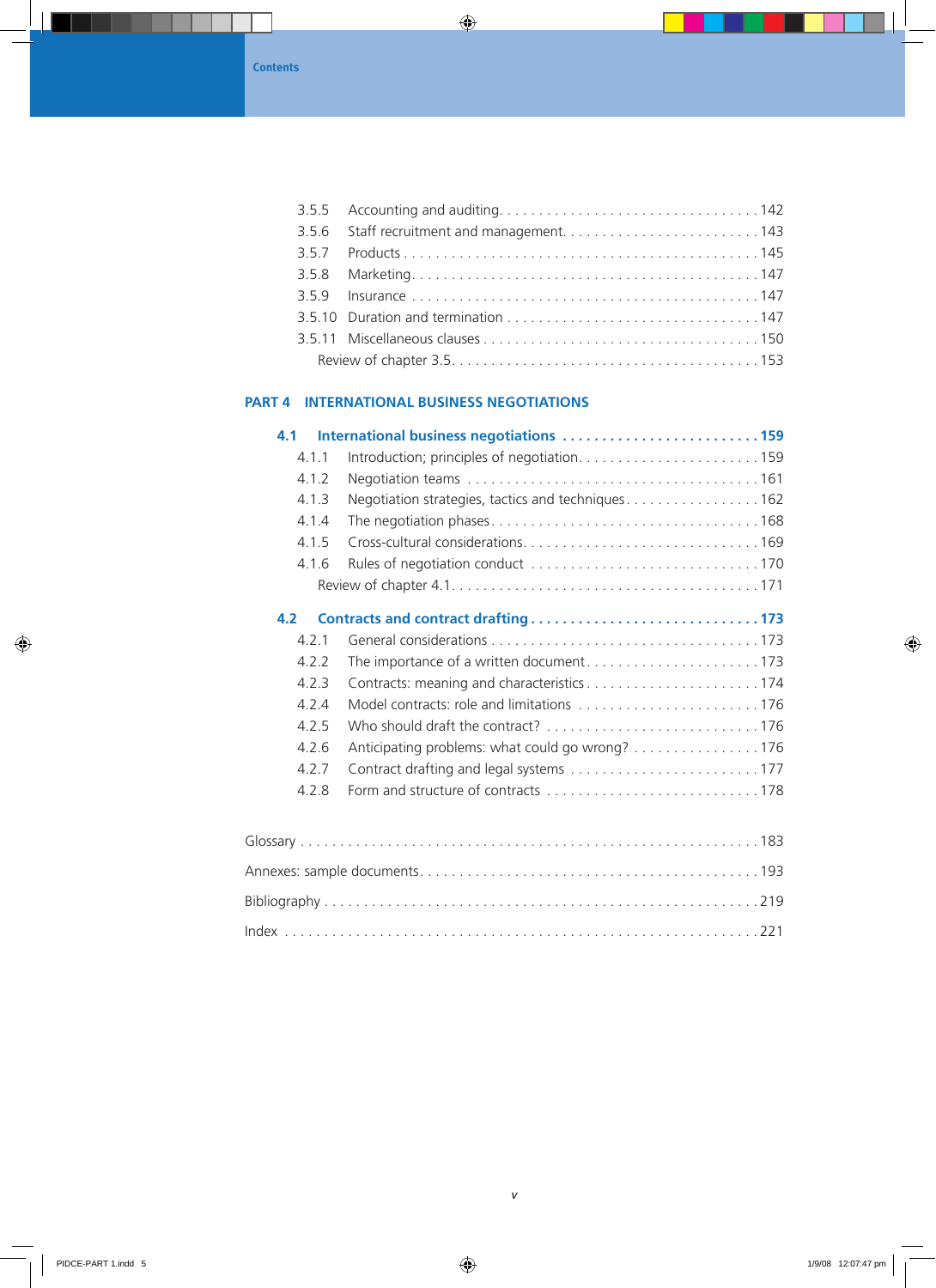3.5.5 Accounting and auditing . . . . . . . . . . . . . . . . . . . . . . . . . . . . . . . . 142
3.5.6 Staff recruitment and management . . . . . . . . . . . . . . . . . . . . . . . . 143
3.5.7 Products . . . . . . . . . . . . . . . . . . . . . . . . . . . . . . . . . . . . . . . . . . . . 145
3.5.8 Marketing . . . . . . . . . . . . . . . . . . . . . . . . . . . . . . . . . . . . . . . . . . 147
3.5.9 Insurance . . . . . . . . . . . . . . . . . . . . . . . . . . . . . . . . . . . . . . . . . . 147
3.5.10 Duration and termination . . . . . . . . . . . . . . . . . . . . . . . . . . . . . . . 147
3.5.11 Miscellaneous clauses . . . . . . . . . . . . . . . . . . . . . . . . . . . . . . . . . . 150
Review of chapter 3.5 . . . . . . . . . . . . . . . . . . . . . . . . . . . . . . . . . . . . . 153

## PART 4 INTERNATIONAL BUSINESS NEGOTIATIONS

### 4.1 International business negotiations . . . . . . . . . . . . . . . . . . . . . . . . . 159

4.1.1 Introduction; principles of negotiation . . . . . . . . . . . . . . . . . . . . . . . 159
4.1.2 Negotiation teams . . . . . . . . . . . . . . . . . . . . . . . . . . . . . . . . . . . . 161
4.1.3 Negotiation strategies, tactics and techniques . . . . . . . . . . . . . . . . . 162
4.1.4 The negotiation phases . . . . . . . . . . . . . . . . . . . . . . . . . . . . . . . . . 168
4.1.5 Cross-cultural considerations . . . . . . . . . . . . . . . . . . . . . . . . . . . . . 169
4.1.6 Rules of negotiation conduct . . . . . . . . . . . . . . . . . . . . . . . . . . . . . 170
Review of chapter 4.1 . . . . . . . . . . . . . . . . . . . . . . . . . . . . . . . . . . . . . 171

### 4.2 Contracts and contract drafting . . . . . . . . . . . . . . . . . . . . . . . . . . . . 173

4.2.1 General considerations . . . . . . . . . . . . . . . . . . . . . . . . . . . . . . . . . 173
4.2.2 The importance of a written document . . . . . . . . . . . . . . . . . . . . . 173
4.2.3 Contracts: meaning and characteristics . . . . . . . . . . . . . . . . . . . . . . 174
4.2.4 Model contracts: role and limitations . . . . . . . . . . . . . . . . . . . . . . . 176
4.2.5 Who should draft the contract? . . . . . . . . . . . . . . . . . . . . . . . . . . . 176
4.2.6 Anticipating problems: what could go wrong? . . . . . . . . . . . . . . . . 176
4.2.7 Contract drafting and legal systems . . . . . . . . . . . . . . . . . . . . . . . . 177
4.2.8 Form and structure of contracts . . . . . . . . . . . . . . . . . . . . . . . . . . . 178

Glossary . . . . . . . . . . . . . . . . . . . . . . . . . . . . . . . . . . . . . . . . . . . . . . . . . 183

Annexes: sample documents . . . . . . . . . . . . . . . . . . . . . . . . . . . . . . . . . 193

Bibliography . . . . . . . . . . . . . . . . . . . . . . . . . . . . . . . . . . . . . . . . . . . . . 219

Index . . . . . . . . . . . . . . . . . . . . . . . . . . . . . . . . . . . . . . . . . . . . . . . . . . 221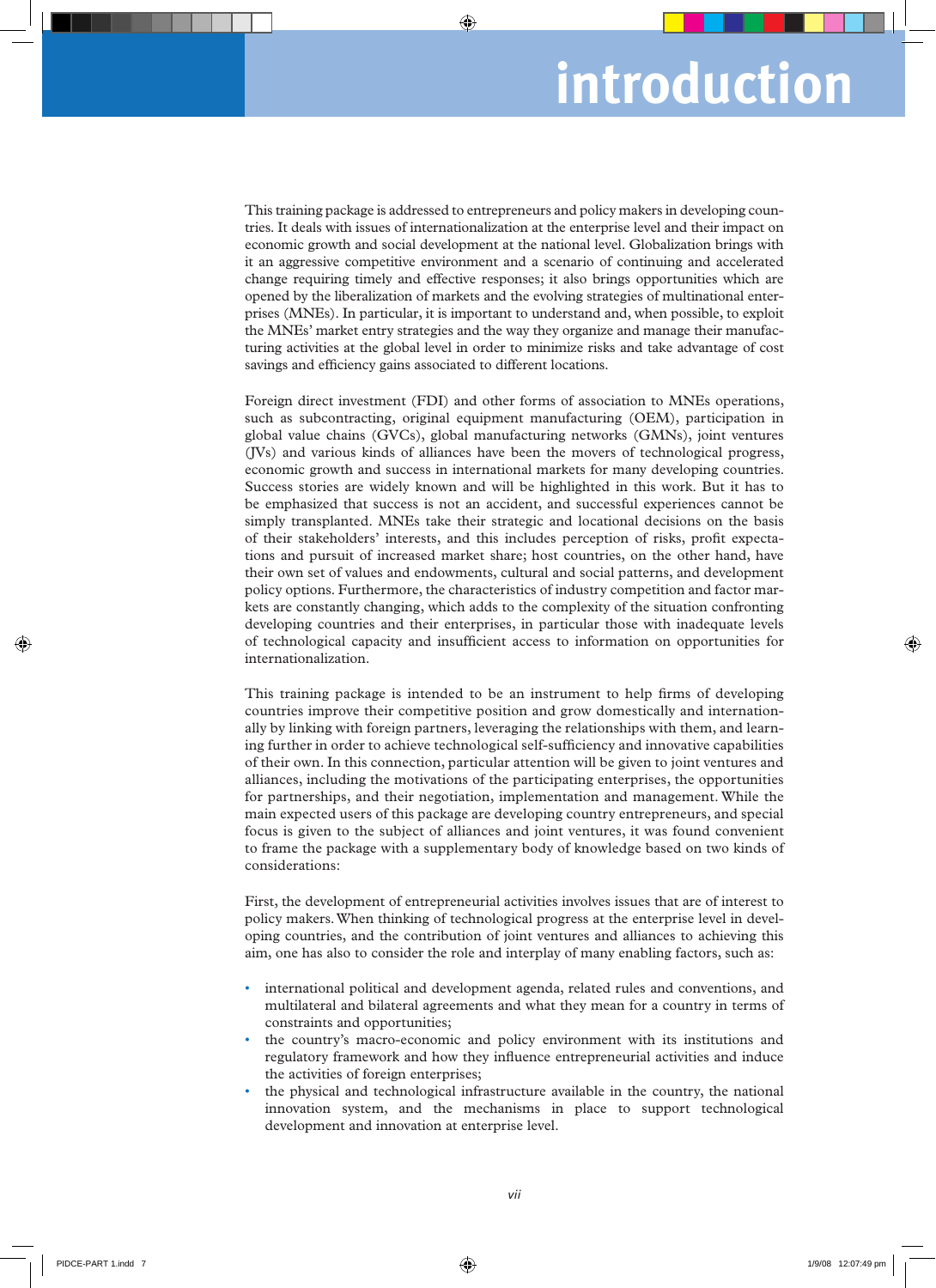# introduction

This training package is addressed to entrepreneurs and policy makers in developing countries. It deals with issues of internationalization at the enterprise level and their impact on economic growth and social development at the national level. Globalization brings with it an aggressive competitive environment and a scenario of continuing and accelerated change requiring timely and effective responses; it also brings opportunities which are opened by the liberalization of markets and the evolving strategies of multinational enterprises (MNEs). In particular, it is important to understand and, when possible, to exploit the MNEs' market entry strategies and the way they organize and manage their manufacturing activities at the global level in order to minimize risks and take advantage of cost savings and efficiency gains associated to different locations.

Foreign direct investment (FDI) and other forms of association to MNEs operations, such as subcontracting, original equipment manufacturing (OEM), participation in global value chains (GVCs), global manufacturing networks (GMNs), joint ventures (JVs) and various kinds of alliances have been the movers of technological progress, economic growth and success in international markets for many developing countries. Success stories are widely known and will be highlighted in this work. But it has to be emphasized that success is not an accident, and successful experiences cannot be simply transplanted. MNEs take their strategic and locational decisions on the basis of their stakeholders' interests, and this includes perception of risks, profit expectations and pursuit of increased market share; host countries, on the other hand, have their own set of values and endowments, cultural and social patterns, and development policy options. Furthermore, the characteristics of industry competition and factor markets are constantly changing, which adds to the complexity of the situation confronting developing countries and their enterprises, in particular those with inadequate levels of technological capacity and insufficient access to information on opportunities for internationalization.

This training package is intended to be an instrument to help firms of developing countries improve their competitive position and grow domestically and internationally by linking with foreign partners, leveraging the relationships with them, and learning further in order to achieve technological self-sufficiency and innovative capabilities of their own. In this connection, particular attention will be given to joint ventures and alliances, including the motivations of the participating enterprises, the opportunities for partnerships, and their negotiation, implementation and management. While the main expected users of this package are developing country entrepreneurs, and special focus is given to the subject of alliances and joint ventures, it was found convenient to frame the package with a supplementary body of knowledge based on two kinds of considerations:

First, the development of entrepreneurial activities involves issues that are of interest to policy makers. When thinking of technological progress at the enterprise level in developing countries, and the contribution of joint ventures and alliances to achieving this aim, one has also to consider the role and interplay of many enabling factors, such as:

- international political and development agenda, related rules and conventions, and multilateral and bilateral agreements and what they mean for a country in terms of constraints and opportunities;
- the country's macro-economic and policy environment with its institutions and regulatory framework and how they influence entrepreneurial activities and induce the activities of foreign enterprises;
- the physical and technological infrastructure available in the country, the national innovation system, and the mechanisms in place to support technological development and innovation at enterprise level.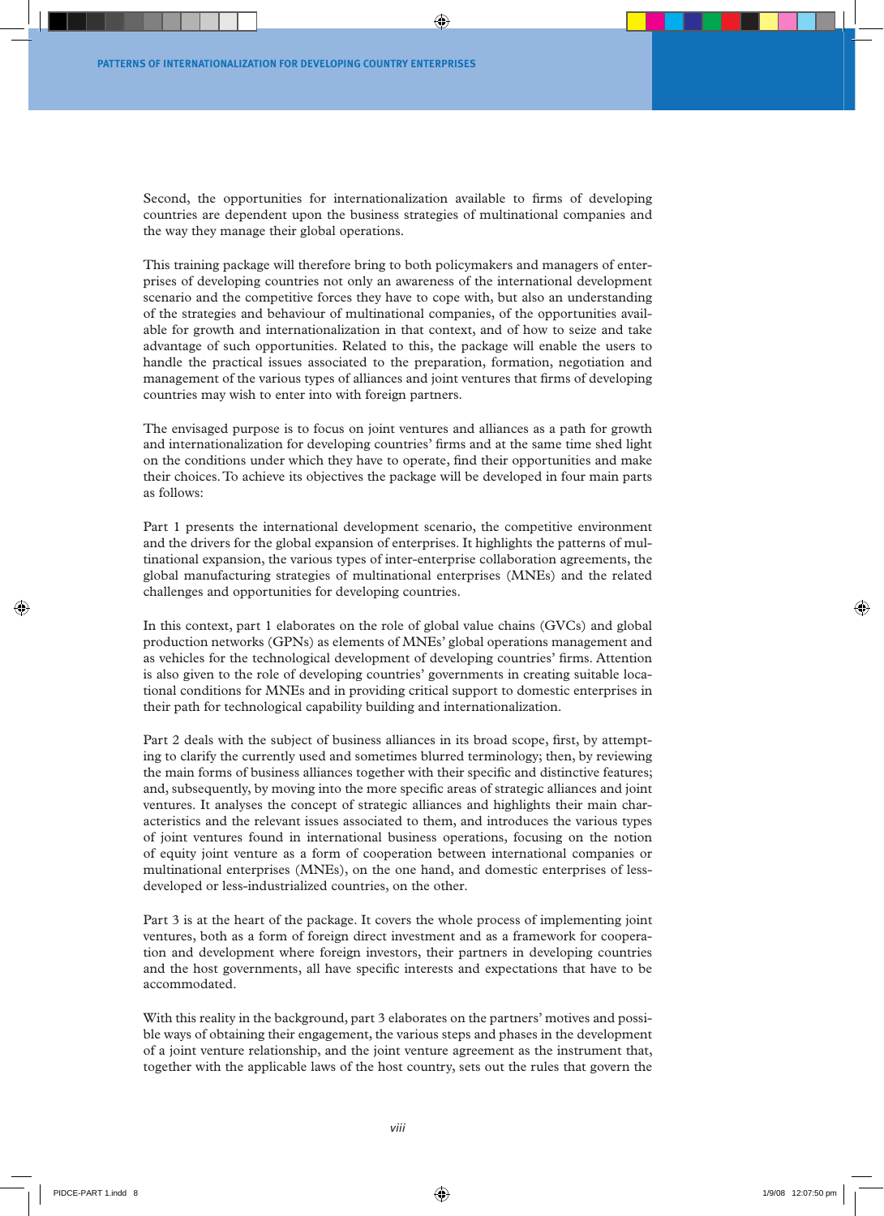Second, the opportunities for internationalization available to firms of developing countries are dependent upon the business strategies of multinational companies and the way they manage their global operations.

This training package will therefore bring to both policymakers and managers of enterprises of developing countries not only an awareness of the international development scenario and the competitive forces they have to cope with, but also an understanding of the strategies and behaviour of multinational companies, of the opportunities available for growth and internationalization in that context, and of how to seize and take advantage of such opportunities. Related to this, the package will enable the users to handle the practical issues associated to the preparation, formation, negotiation and management of the various types of alliances and joint ventures that firms of developing countries may wish to enter into with foreign partners.

The envisaged purpose is to focus on joint ventures and alliances as a path for growth and internationalization for developing countries' firms and at the same time shed light on the conditions under which they have to operate, find their opportunities and make their choices. To achieve its objectives the package will be developed in four main parts as follows:

Part 1 presents the international development scenario, the competitive environment and the drivers for the global expansion of enterprises. It highlights the patterns of multinational expansion, the various types of inter-enterprise collaboration agreements, the global manufacturing strategies of multinational enterprises (MNEs) and the related challenges and opportunities for developing countries.

In this context, part 1 elaborates on the role of global value chains (GVCs) and global production networks (GPNs) as elements of MNEs' global operations management and as vehicles for the technological development of developing countries' firms. Attention is also given to the role of developing countries' governments in creating suitable locational conditions for MNEs and in providing critical support to domestic enterprises in their path for technological capability building and internationalization.

Part 2 deals with the subject of business alliances in its broad scope, first, by attempting to clarify the currently used and sometimes blurred terminology; then, by reviewing the main forms of business alliances together with their specific and distinctive features; and, subsequently, by moving into the more specific areas of strategic alliances and joint ventures. It analyses the concept of strategic alliances and highlights their main characteristics and the relevant issues associated to them, and introduces the various types of joint ventures found in international business operations, focusing on the notion of equity joint venture as a form of cooperation between international companies or multinational enterprises (MNEs), on the one hand, and domestic enterprises of less-developed or less-industrialized countries, on the other.

Part 3 is at the heart of the package. It covers the whole process of implementing joint ventures, both as a form of foreign direct investment and as a framework for cooperation and development where foreign investors, their partners in developing countries and the host governments, all have specific interests and expectations that have to be accommodated.

With this reality in the background, part 3 elaborates on the partners' motives and possible ways of obtaining their engagement, the various steps and phases in the development of a joint venture relationship, and the joint venture agreement as the instrument that, together with the applicable laws of the host country, sets out the rules that govern the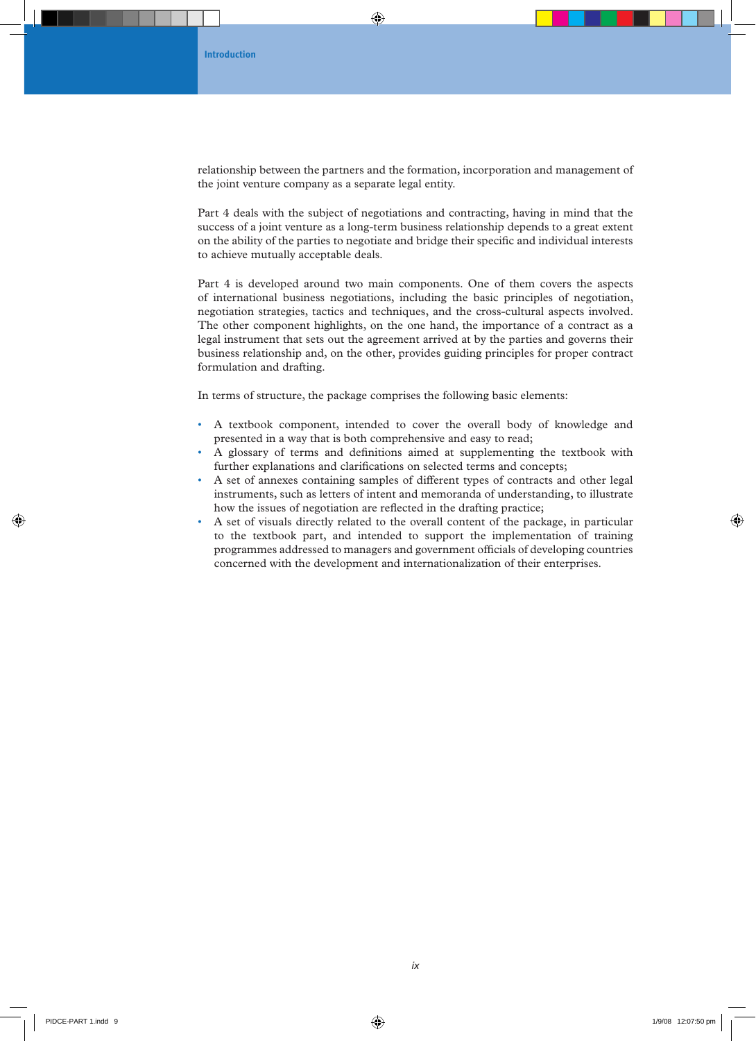relationship between the partners and the formation, incorporation and management of the joint venture company as a separate legal entity.

Part 4 deals with the subject of negotiations and contracting, having in mind that the success of a joint venture as a long-term business relationship depends to a great extent on the ability of the parties to negotiate and bridge their specific and individual interests to achieve mutually acceptable deals.

Part 4 is developed around two main components. One of them covers the aspects of international business negotiations, including the basic principles of negotiation, negotiation strategies, tactics and techniques, and the cross-cultural aspects involved. The other component highlights, on the one hand, the importance of a contract as a legal instrument that sets out the agreement arrived at by the parties and governs their business relationship and, on the other, provides guiding principles for proper contract formulation and drafting.

In terms of structure, the package comprises the following basic elements:

- A textbook component, intended to cover the overall body of knowledge and presented in a way that is both comprehensive and easy to read;
- A glossary of terms and definitions aimed at supplementing the textbook with further explanations and clarifications on selected terms and concepts;
- A set of annexes containing samples of different types of contracts and other legal instruments, such as letters of intent and memoranda of understanding, to illustrate how the issues of negotiation are reflected in the drafting practice;
- A set of visuals directly related to the overall content of the package, in particular to the textbook part, and intended to support the implementation of training programmes addressed to managers and government officials of developing countries concerned with the development and internationalization of their enterprises.